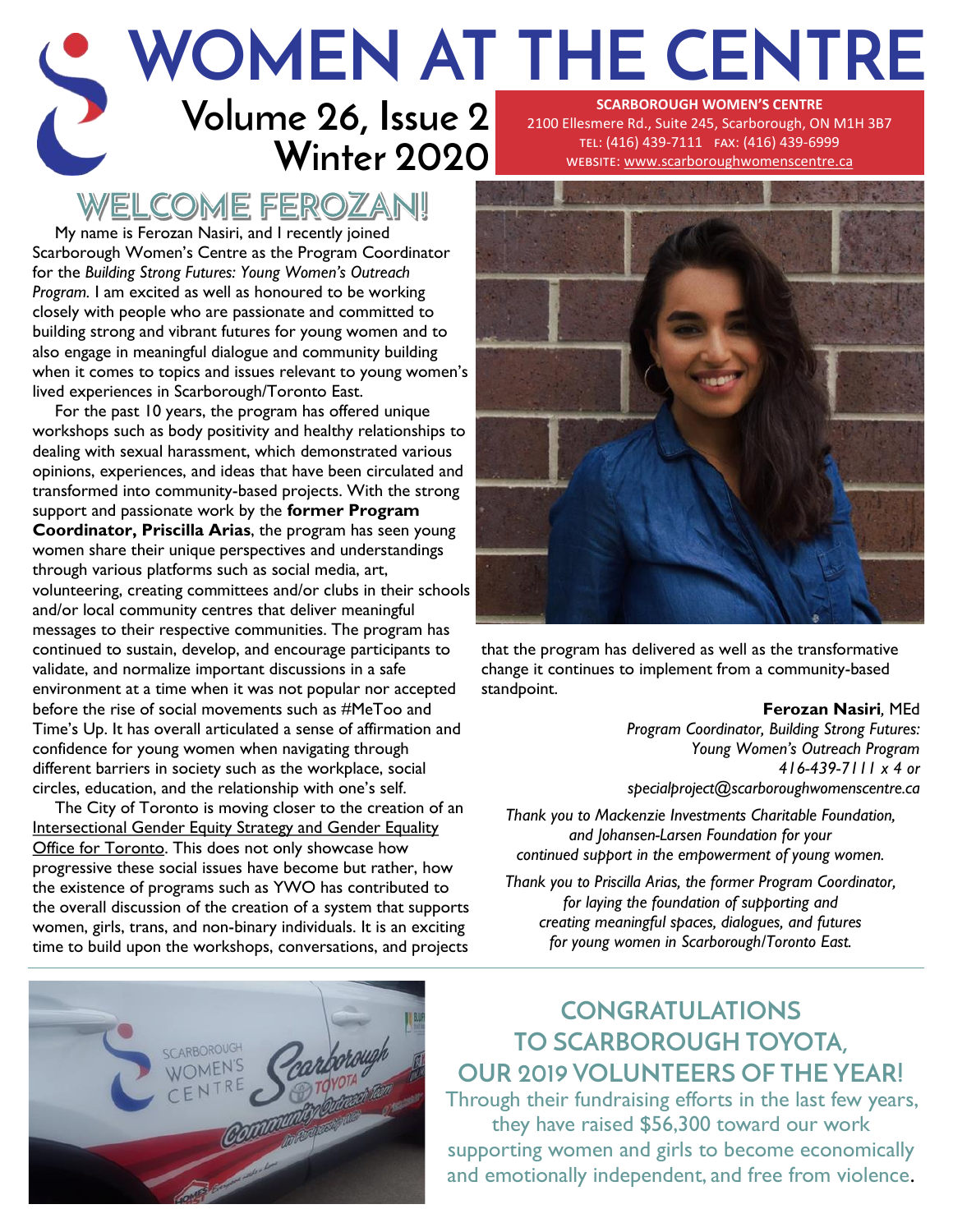# WOMEN AT THE CENTRE

Volume 26, Issue 2
Winter 2020

**SCARBOROUGH WOMEN'S CENTRE**
2100 Ellesmere Rd., Suite 245, Scarborough, ON M1H 3B7
TEL: (416) 439-7111 FAX: (416) 439-6999
WEBSITE: www.scarboroughwomenscentre.ca

## WELCOME FEROZAN!

My name is Ferozan Nasiri, and I recently joined Scarborough Women's Centre as the Program Coordinator for the *Building Strong Futures: Young Women's Outreach Program*. I am excited as well as honoured to be working closely with people who are passionate and committed to building strong and vibrant futures for young women and to also engage in meaningful dialogue and community building when it comes to topics and issues relevant to young women's lived experiences in Scarborough/Toronto East.

For the past 10 years, the program has offered unique workshops such as body positivity and healthy relationships to dealing with sexual harassment, which demonstrated various opinions, experiences, and ideas that have been circulated and transformed into community-based projects. With the strong support and passionate work by the **former Program Coordinator, Priscilla Arias**, the program has seen young women share their unique perspectives and understandings through various platforms such as social media, art, volunteering, creating committees and/or clubs in their schools and/or local community centres that deliver meaningful messages to their respective communities. The program has continued to sustain, develop, and encourage participants to validate, and normalize important discussions in a safe environment at a time when it was not popular nor accepted before the rise of social movements such as #MeToo and Time's Up. It has overall articulated a sense of affirmation and confidence for young women when navigating through different barriers in society such as the workplace, social circles, education, and the relationship with one's self.

The City of Toronto is moving closer to the creation of an Intersectional Gender Equity Strategy and Gender Equality Office for Toronto. This does not only showcase how progressive these social issues have become but rather, how the existence of programs such as YWO has contributed to the overall discussion of the creation of a system that supports women, girls, trans, and non-binary individuals. It is an exciting time to build upon the workshops, conversations, and projects that the program has delivered as well as the transformative change it continues to implement from a community-based standpoint.

**Ferozan Nasiri**, MEd
*Program Coordinator, Building Strong Futures: Young Women's Outreach Program*
*416-439-7111 x 4 or specialproject@scarboroughwomenscentre.ca*

*Thank you to Mackenzie Investments Charitable Foundation, and Johansen-Larsen Foundation for your continued support in the empowerment of young women.*

*Thank you to Priscilla Arias, the former Program Coordinator, for laying the foundation of supporting and creating meaningful spaces, dialogues, and futures for young women in Scarborough/Toronto East.*

## CONGRATULATIONS TO SCARBOROUGH TOYOTA, OUR 2019 VOLUNTEERS OF THE YEAR!

Through their fundraising efforts in the last few years, they have raised $56,300 toward our work supporting women and girls to become economically and emotionally independent, and free from violence.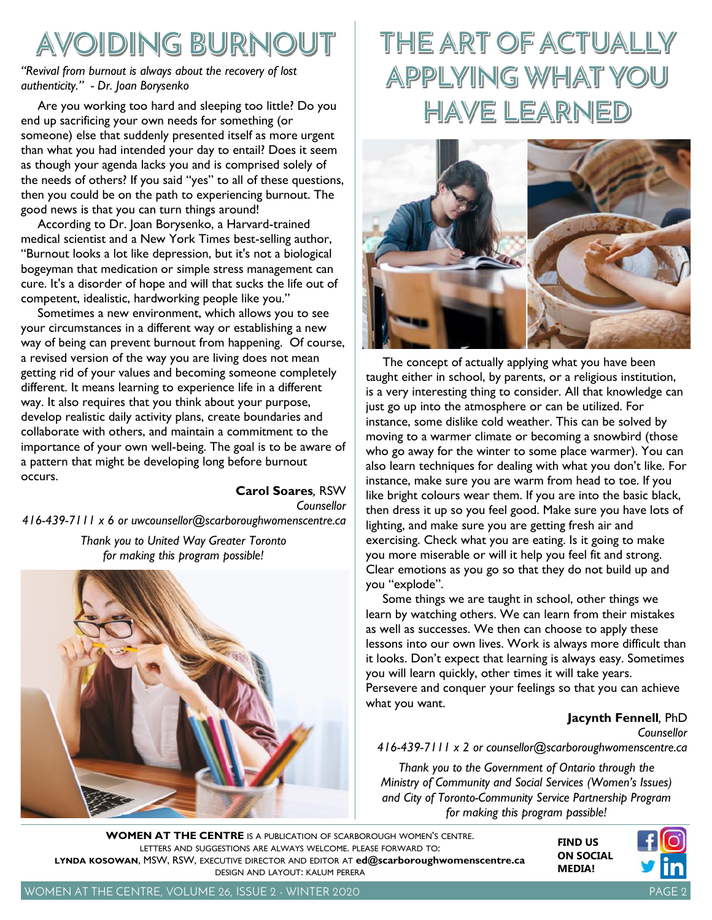# AVOIDING BURNOUT

*"Revival from burnout is always about the recovery of lost authenticity." - Dr. Joan Borysenko*

Are you working too hard and sleeping too little? Do you end up sacrificing your own needs for something (or someone) else that suddenly presented itself as more urgent than what you had intended your day to entail? Does it seem as though your agenda lacks you and is comprised solely of the needs of others? If you said "yes" to all of these questions, then you could be on the path to experiencing burnout. The good news is that you can turn things around!

According to Dr. Joan Borysenko, a Harvard-trained medical scientist and a New York Times best-selling author, "Burnout looks a lot like depression, but it's not a biological bogeyman that medication or simple stress management can cure. It's a disorder of hope and will that sucks the life out of competent, idealistic, hardworking people like you."

Sometimes a new environment, which allows you to see your circumstances in a different way or establishing a new way of being can prevent burnout from happening. Of course, a revised version of the way you are living does not mean getting rid of your values and becoming someone completely different. It means learning to experience life in a different way. It also requires that you think about your purpose, develop realistic daily activity plans, create boundaries and collaborate with others, and maintain a commitment to the importance of your own well-being. The goal is to be aware of a pattern that might be developing long before burnout occurs.

**Carol Soares**, RSW
*Counsellor*
*416-439-7111 x 6 or uwcounsellor@scarboroughwomenscentre.ca*

*Thank you to United Way Greater Toronto for making this program possible!*

# THE ART OF ACTUALLY APPLYING WHAT YOU HAVE LEARNED

The concept of actually applying what you have been taught either in school, by parents, or a religious institution, is a very interesting thing to consider. All that knowledge can just go up into the atmosphere or can be utilized. For instance, some dislike cold weather. This can be solved by moving to a warmer climate or becoming a snowbird (those who go away for the winter to some place warmer). You can also learn techniques for dealing with what you don't like. For instance, make sure you are warm from head to toe. If you like bright colours wear them. If you are into the basic black, then dress it up so you feel good. Make sure you have lots of lighting, and make sure you are getting fresh air and exercising. Check what you are eating. Is it going to make you more miserable or will it help you feel fit and strong. Clear emotions as you go so that they do not build up and you "explode".

Some things we are taught in school, other things we learn by watching others. We can learn from their mistakes as well as successes. We then can choose to apply these lessons into our own lives. Work is always more difficult than it looks. Don't expect that learning is always easy. Sometimes you will learn quickly, other times it will take years. Persevere and conquer your feelings so that you can achieve what you want.

**Jacynth Fennell**, PhD
*Counsellor*
*416-439-7111 x 2 or counsellor@scarboroughwomenscentre.ca*

*Thank you to the Government of Ontario through the Ministry of Community and Social Services (Women's Issues) and City of Toronto-Community Service Partnership Program for making this program passible!*

**WOMEN AT THE CENTRE** IS A PUBLICATION OF SCARBOROUGH WOMEN'S CENTRE.
LETTERS AND SUGGESTIONS ARE ALWAYS WELCOME. PLEASE FORWARD TO:
**LYNDA KOSOWAN**, MSW, RSW, EXECUTIVE DIRECTOR AND EDITOR AT **ed@scarboroughwomenscentre.ca**
DESIGN AND LAYOUT: KALUM PERERA

**FIND US ON SOCIAL MEDIA!**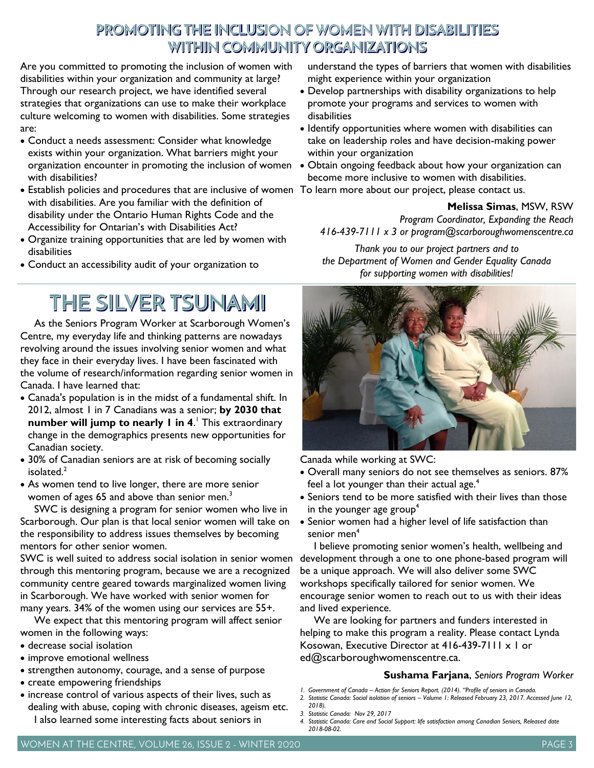## PROMOTING THE INCLUSION OF WOMEN WITH DISABILITIES WITHIN COMMUNITY ORGANIZATIONS

Are you committed to promoting the inclusion of women with disabilities within your organization and community at large? Through our research project, we have identified several strategies that organizations can use to make their workplace culture welcoming to women with disabilities. Some strategies are:

- Conduct a needs assessment: Consider what knowledge exists within your organization. What barriers might your organization encounter in promoting the inclusion of women with disabilities?
- Establish policies and procedures that are inclusive of women with disabilities. Are you familiar with the definition of disability under the Ontario Human Rights Code and the Accessibility for Ontarian's with Disabilities Act?
- Organize training opportunities that are led by women with disabilities
- Conduct an accessibility audit of your organization to understand the types of barriers that women with disabilities might experience within your organization
- Develop partnerships with disability organizations to help promote your programs and services to women with disabilities
- Identify opportunities where women with disabilities can take on leadership roles and have decision-making power within your organization
- Obtain ongoing feedback about how your organization can become more inclusive to women with disabilities.

To learn more about our project, please contact us.

**Melissa Simas**, MSW, RSW
*Program Coordinator, Expanding the Reach*
*416-439-7111 x 3 or program@scarboroughwomenscentre.ca*

*Thank you to our project partners and to the Department of Women and Gender Equality Canada for supporting women with disabilities!*

## THE SILVER TSUNAMI

As the Seniors Program Worker at Scarborough Women's Centre, my everyday life and thinking patterns are nowadays revolving around the issues involving senior women and what they face in their everyday lives. I have been fascinated with the volume of research/information regarding senior women in Canada. I have learned that:

- Canada's population is in the midst of a fundamental shift. In 2012, almost 1 in 7 Canadians was a senior; **by 2030 that number will jump to nearly 1 in 4**.[1] This extraordinary change in the demographics presents new opportunities for Canadian society.
- 30% of Canadian seniors are at risk of becoming socially isolated.[2]
- As women tend to live longer, there are more senior women of ages 65 and above than senior men.[3]

SWC is designing a program for senior women who live in Scarborough. Our plan is that local senior women will take on the responsibility to address issues themselves by becoming mentors for other senior women.

SWC is well suited to address social isolation in senior women through this mentoring program, because we are a recognized community centre geared towards marginalized women living in Scarborough. We have worked with senior women for many years. 34% of the women using our services are 55+.

We expect that this mentoring program will affect senior women in the following ways:

- decrease social isolation
- improve emotional wellness
- strengthen autonomy, courage, and a sense of purpose
- create empowering friendships
- increase control of various aspects of their lives, such as dealing with abuse, coping with chronic diseases, ageism etc.

I also learned some interesting facts about seniors in Canada while working at SWC:

- Overall many seniors do not see themselves as seniors. 87% feel a lot younger than their actual age.[4]
- Seniors tend to be more satisfied with their lives than those in the younger age group[4]
- Senior women had a higher level of life satisfaction than senior men[4]

I believe promoting senior women's health, wellbeing and development through a one to one phone-based program will be a unique approach. We will also deliver some SWC workshops specifically tailored for senior women. We encourage senior women to reach out to us with their ideas and lived experience.

We are looking for partners and funders interested in helping to make this program a reality. Please contact Lynda Kosowan, Executive Director at 416-439-7111 x 1 or ed@scarboroughwomenscentre.ca.

**Sushama Farjana**, *Seniors Program Worker*

1. *Government of Canada – Action for Seniors Report. (2014). "Profile of seniors in Canada.*
2. *Statistic Canada: Social isolation of seniors – Volume 1: Released February 23, 2017. Accessed June 12, 2018).*
3. *Statistic Canada: Nov 29, 2017*
4. *Statistic Canada: Care and Social Support: life satisfaction among Canadian Seniors, Released date 2018-08-02.*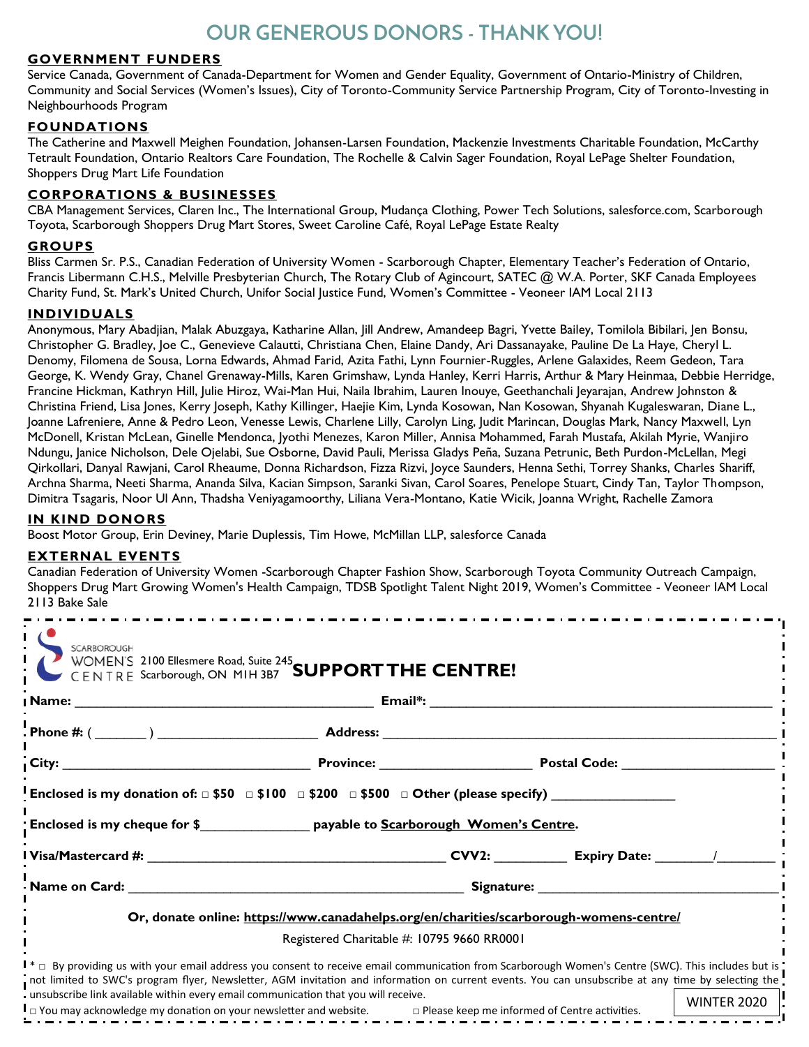# OUR GENEROUS DONORS - THANK YOU!

## GOVERNMENT FUNDERS

Service Canada, Government of Canada-Department for Women and Gender Equality, Government of Ontario-Ministry of Children, Community and Social Services (Women's Issues), City of Toronto-Community Service Partnership Program, City of Toronto-Investing in Neighbourhoods Program

## FOUNDATIONS

The Catherine and Maxwell Meighen Foundation, Johansen-Larsen Foundation, Mackenzie Investments Charitable Foundation, McCarthy Tetrault Foundation, Ontario Realtors Care Foundation, The Rochelle & Calvin Sager Foundation, Royal LePage Shelter Foundation, Shoppers Drug Mart Life Foundation

## CORPORATIONS & BUSINESSES

CBA Management Services, Claren Inc., The International Group, Mudança Clothing, Power Tech Solutions, salesforce.com, Scarborough Toyota, Scarborough Shoppers Drug Mart Stores, Sweet Caroline Café, Royal LePage Estate Realty

## GROUPS

Bliss Carmen Sr. P.S., Canadian Federation of University Women - Scarborough Chapter, Elementary Teacher's Federation of Ontario, Francis Libermann C.H.S., Melville Presbyterian Church, The Rotary Club of Agincourt, SATEC @ W.A. Porter, SKF Canada Employees Charity Fund, St. Mark's United Church, Unifor Social Justice Fund, Women's Committee - Veoneer IAM Local 2113

## INDIVIDUALS

Anonymous, Mary Abadjian, Malak Abuzgaya, Katharine Allan, Jill Andrew, Amandeep Bagri, Yvette Bailey, Tomilola Bibilari, Jen Bonsu, Christopher G. Bradley, Joe C., Genevieve Calautti, Christiana Chen, Elaine Dandy, Ari Dassanayake, Pauline De La Haye, Cheryl L. Denomy, Filomena de Sousa, Lorna Edwards, Ahmad Farid, Azita Fathi, Lynn Fournier-Ruggles, Arlene Galaxides, Reem Gedeon, Tara George, K. Wendy Gray, Chanel Grenaway-Mills, Karen Grimshaw, Lynda Hanley, Kerri Harris, Arthur & Mary Heinmaa, Debbie Herridge, Francine Hickman, Kathryn Hill, Julie Hiroz, Wai-Man Hui, Naila Ibrahim, Lauren Inouye, Geethanchali Jeyarajan, Andrew Johnston & Christina Friend, Lisa Jones, Kerry Joseph, Kathy Killinger, Haejie Kim, Lynda Kosowan, Nan Kosowan, Shyanah Kugaleswaran, Diane L., Joanne Lafreniere, Anne & Pedro Leon, Venesse Lewis, Charlene Lilly, Carolyn Ling, Judit Marincan, Douglas Mark, Nancy Maxwell, Lyn McDonell, Kristan McLean, Ginelle Mendonca, Jyothi Menezes, Karon Miller, Annisa Mohammed, Farah Mustafa, Akilah Myrie, Wanjiro Ndungu, Janice Nicholson, Dele Ojelabi, Sue Osborne, David Pauli, Merissa Gladys Peña, Suzana Petrunic, Beth Purdon-McLellan, Megi Qirkollari, Danyal Rawjani, Carol Rheaume, Donna Richardson, Fizza Rizvi, Joyce Saunders, Henna Sethi, Torrey Shanks, Charles Shariff, Archna Sharma, Neeti Sharma, Ananda Silva, Kacian Simpson, Saranki Sivan, Carol Soares, Penelope Stuart, Cindy Tan, Taylor Thompson, Dimitra Tsagaris, Noor Ul Ann, Thadsha Veniyagamoorthy, Liliana Vera-Montano, Katie Wicik, Joanna Wright, Rachelle Zamora

## IN KIND DONORS

Boost Motor Group, Erin Deviney, Marie Duplessis, Tim Howe, McMillan LLP, salesforce Canada

## EXTERNAL EVENTS

Canadian Federation of University Women -Scarborough Chapter Fashion Show, Scarborough Toyota Community Outreach Campaign, Shoppers Drug Mart Growing Women's Health Campaign, TDSB Spotlight Talent Night 2019, Women's Committee - Veoneer IAM Local 2113 Bake Sale

---

SCARBOROUGH WOMEN'S CENTRE 2100 Ellesmere Road, Suite 245 Scarborough, ON M1H 3B7

## SUPPORT THE CENTRE!

**Name:** ________________________ **Email\*:** ________________________

**Phone #:** ( _______ ) ____________________ **Address:** ________________________

**City:** ____________________ **Province:** ____________________ **Postal Code:** ____________________

**Enclosed is my donation of:** □ **$50** □ **$100** □ **$200** □ **$500** □ **Other (please specify)** ________________

**Enclosed is my cheque for $**______________ **payable to** **Scarborough Women's Centre**.

**Visa/Mastercard #:** ________________________ **CVV2:** __________ **Expiry Date:** ________/________

**Name on Card:** ________________________ **Signature:** ________________________

**Or, donate online: https://www.canadahelps.org/en/charities/scarborough-womens-centre/**

Registered Charitable #: 10795 9660 RR0001

\* □ By providing us with your email address you consent to receive email communication from Scarborough Women's Centre (SWC). This includes but is not limited to SWC's program flyer, Newsletter, AGM invitation and information on current events. You can unsubscribe at any time by selecting the unsubscribe link available within every email communication that you will receive.

□ You may acknowledge my donation on your newsletter and website. □ Please keep me informed of Centre activities.

WINTER 2020